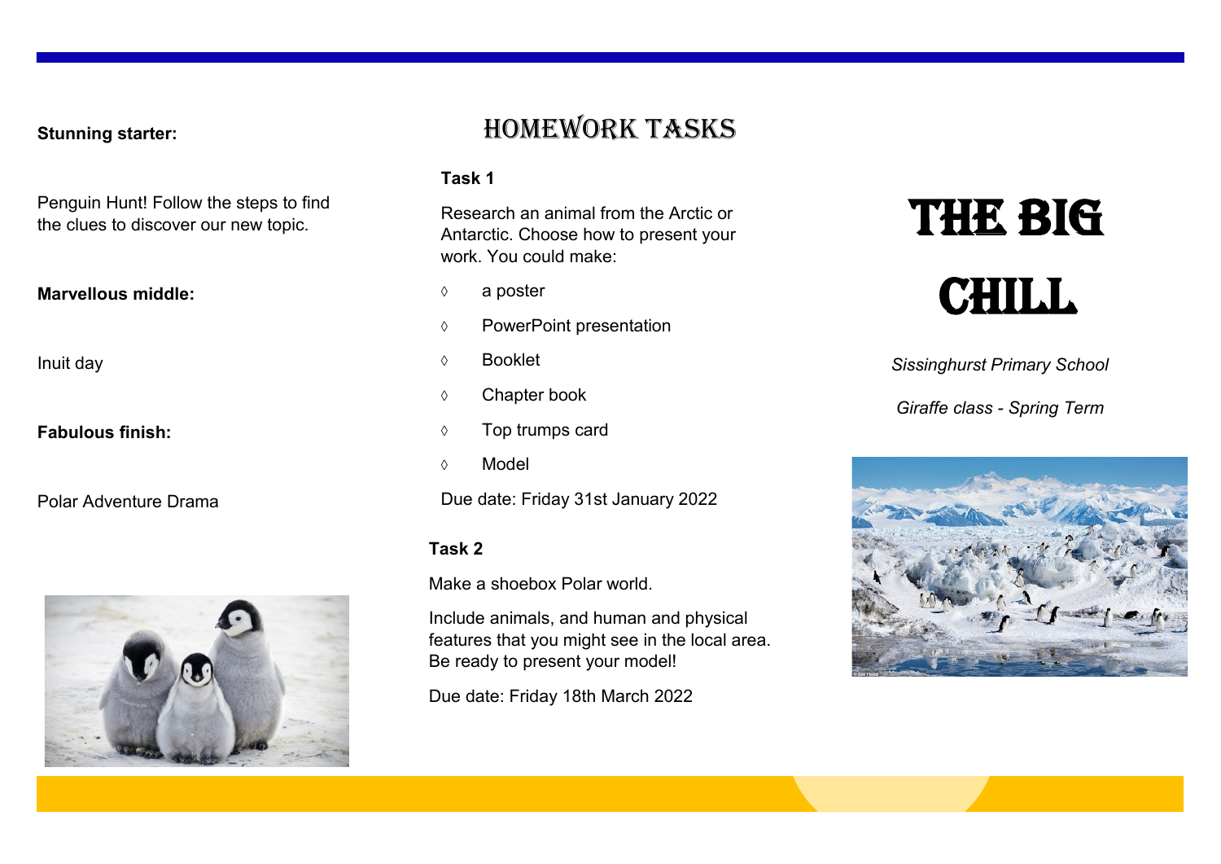**Stunning starter:**

Penguin Hunt! Follow the steps to find the clues to discover our new topic.

**Marvellous middle:**

Inuit day

**Fabulous finish:**

Polar Adventure Drama

# HOMEWORK TASKS

**Task 1**

Research an animal from the Arctic or Antarctic. Choose how to present your work. You could make:

- a poster
- PowerPoint presentation
- Booklet
- Chapter book
- Top trumps card
- Model

Due date: Friday 31st January 2022

**Task 2**

Make a shoebox Polar world.

Include animals, and human and physical features that you might see in the local area. Be ready to present your model!

Due date: Friday 18th March 2022

# THE BIG CHILL

*Sissinghurst Primary School*

*Giraffe class - Spring Term*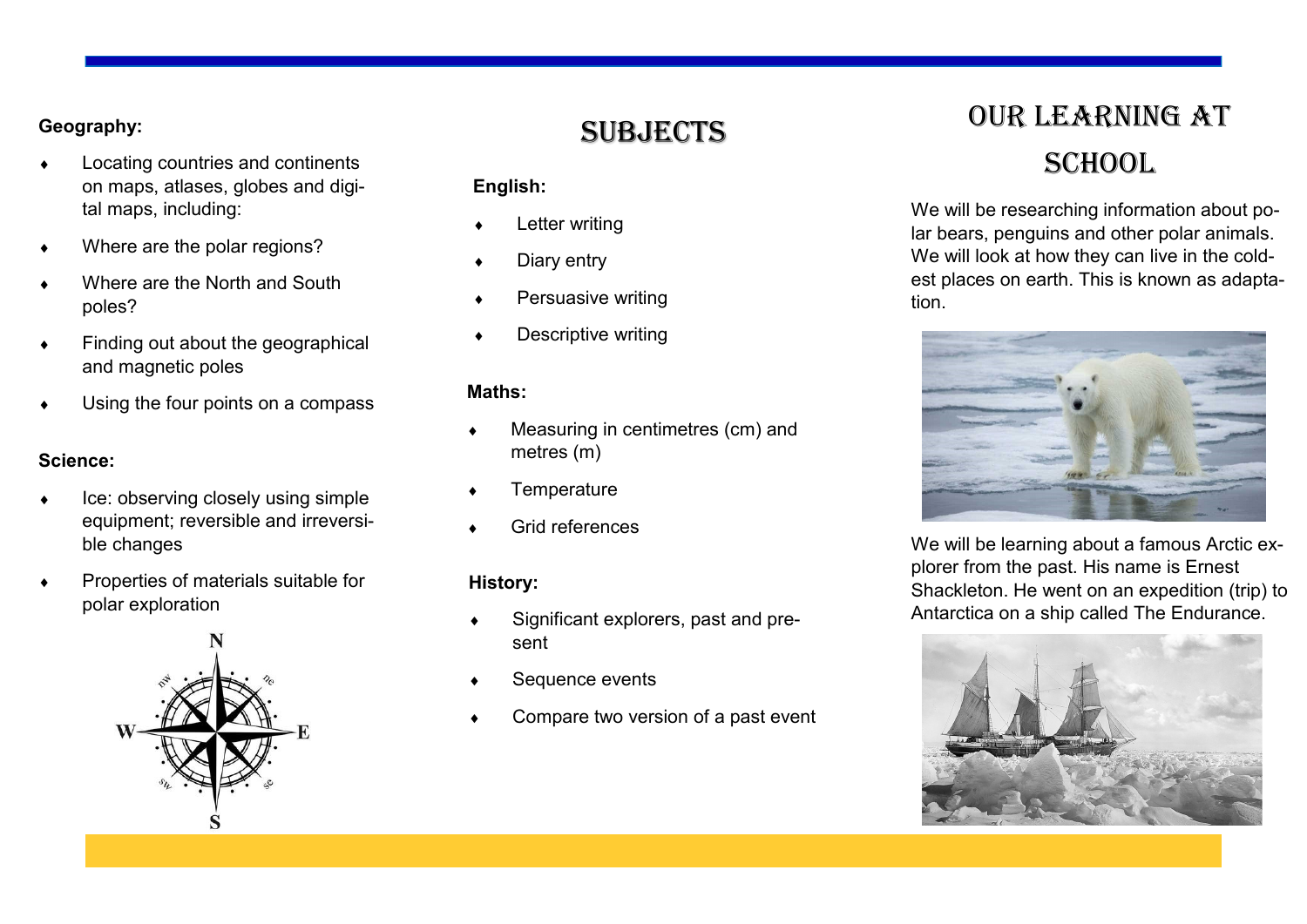**Geography:**

- Locating countries and continents on maps, atlases, globes and digital maps, including:
- Where are the polar regions?
- Where are the North and South poles?
- Finding out about the geographical and magnetic poles
- Using the four points on a compass

**Science:**

- Ice: observing closely using simple equipment; reversible and irreversible changes
- Properties of materials suitable for polar exploration

## SUBJECTS

**English:**

- Letter writing
- Diary entry
- Persuasive writing
- Descriptive writing

**Maths:**

- Measuring in centimetres (cm) and metres (m)
- Temperature
- Grid references

**History:**

- Significant explorers, past and present
- Sequence events
- Compare two version of a past event

## OUR LEARNING AT SCHOOL

We will be researching information about polar bears, penguins and other polar animals. We will look at how they can live in the coldest places on earth. This is known as adaptation.

We will be learning about a famous Arctic explorer from the past. His name is Ernest Shackleton. He went on an expedition (trip) to Antarctica on a ship called The Endurance.